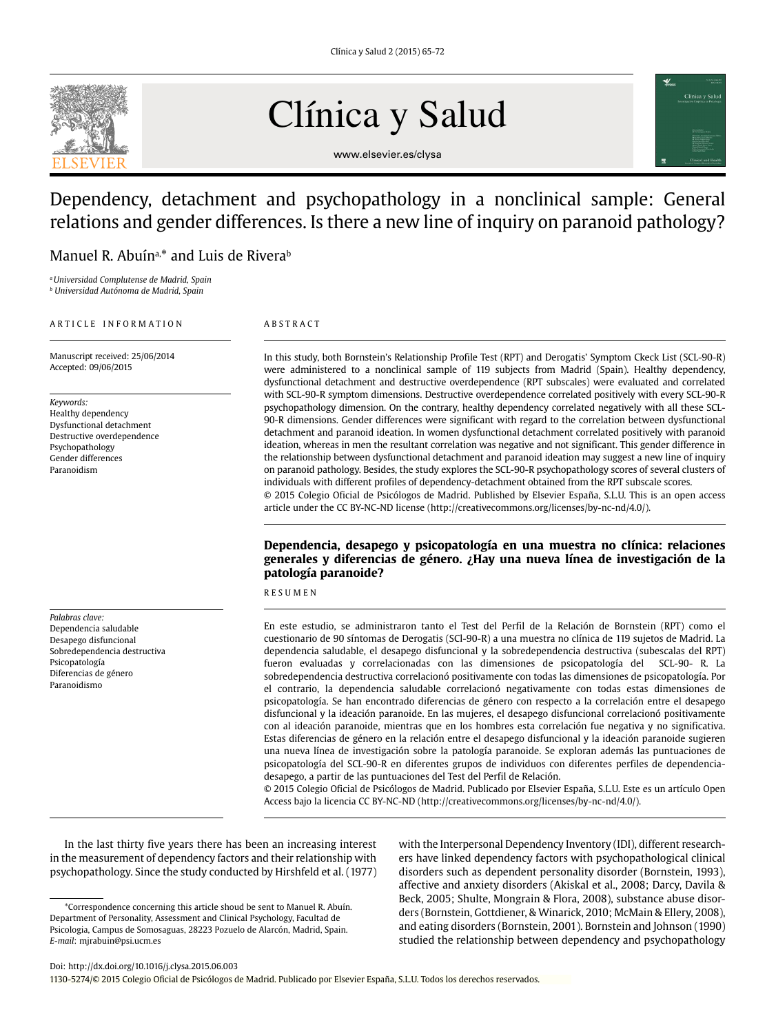# Dependency, detachment and psychopathology in a nonclinical sample: General relations and gender differences. Is there a new line of inquiry on paranoid pathology?

Manuel R. Abuín[a,*] and Luis de Rivera[b]

[a] *Universidad Complutense de Madrid, Spain*
[b] *Universidad Autónoma de Madrid, Spain*

ARTICLE INFORMATION

Manuscript received: 25/06/2014
Accepted: 09/06/2015

*Keywords:*
Healthy dependency
Dysfunctional detachment
Destructive overdependence
Psychopathology
Gender differences
Paranoidism

ABSTRACT

In this study, both Bornstein's Relationship Profile Test (RPT) and Derogatis' Symptom Ckeck List (SCL-90-R) were administered to a nonclinical sample of 119 subjects from Madrid (Spain). Healthy dependency, dysfunctional detachment and destructive overdependence (RPT subscales) were evaluated and correlated with SCL-90-R symptom dimensions. Destructive overdependence correlated positively with every SCL-90-R psychopathology dimension. On the contrary, healthy dependency correlated negatively with all these SCL-90-R dimensions. Gender differences were significant with regard to the correlation between dysfunctional detachment and paranoid ideation. In women dysfunctional detachment correlated positively with paranoid ideation, whereas in men the resultant correlation was negative and not significant. This gender difference in the relationship between dysfunctional detachment and paranoid ideation may suggest a new line of inquiry on paranoid pathology. Besides, the study explores the SCL-90-R psychopathology scores of several clusters of individuals with different profiles of dependency-detachment obtained from the RPT subscale scores.

© 2015 Colegio Oficial de Psicólogos de Madrid. Published by Elsevier España, S.L.U. This is an open access article under the CC BY-NC-ND license (http://creativecommons.org/licenses/by-nc-nd/4.0/).

## Dependencia, desapego y psicopatología en una muestra no clínica: relaciones generales y diferencias de género. ¿Hay una nueva línea de investigación de la patología paranoide?

*Palabras clave:*
Dependencia saludable
Desapego disfuncional
Sobredependencia destructiva
Psicopatología
Diferencias de género
Paranoidismo

RESUMEN

En este estudio, se administraron tanto el Test del Perfil de la Relación de Bornstein (RPT) como el cuestionario de 90 síntomas de Derogatis (SCl-90-R) a una muestra no clínica de 119 sujetos de Madrid. La dependencia saludable, el desapego disfuncional y la sobredependencia destructiva (subescalas del RPT) fueron evaluadas y correlacionadas con las dimensiones de psicopatología del SCL-90- R. La sobredependencia destructiva correlacionó positivamente con todas las dimensiones de psicopatología. Por el contrario, la dependencia saludable correlacionó negativamente con todas estas dimensiones de psicopatología. Se han encontrado diferencias de género con respecto a la correlación entre el desapego disfuncional y la ideación paranoide. En las mujeres, el desapego disfuncional correlacionó positivamente con al ideación paranoide, mientras que en los hombres esta correlación fue negativa y no significativa. Estas diferencias de género en la relación entre el desapego disfuncional y la ideación paranoide sugieren una nueva línea de investigación sobre la patología paranoide. Se exploran además las puntuaciones de psicopatología del SCL-90-R en diferentes grupos de individuos con diferentes perfiles de dependencia-desapego, a partir de las puntuaciones del Test del Perfil de Relación.

© 2015 Colegio Oficial de Psicólogos de Madrid. Publicado por Elsevier España, S.L.U. Este es un artículo Open Access bajo la licencia CC BY-NC-ND (http://creativecommons.org/licenses/by-nc-nd/4.0/).

In the last thirty five years there has been an increasing interest in the measurement of dependency factors and their relationship with psychopathology. Since the study conducted by Hirshfeld et al. (1977) with the Interpersonal Dependency Inventory (IDI), different researchers have linked dependency factors with psychopathological clinical disorders such as dependent personality disorder (Bornstein, 1993), affective and anxiety disorders (Akiskal et al., 2008; Darcy, Davila & Beck, 2005; Shulte, Mongrain & Flora, 2008), substance abuse disorders (Bornstein, Gottdiener, & Winarick, 2010; McMain & Ellery, 2008), and eating disorders (Bornstein, 2001). Bornstein and Johnson (1990) studied the relationship between dependency and psychopathology

*Correspondence concerning this article shoud be sent to Manuel R. Abuín. Department of Personality, Assessment and Clinical Psychology, Facultad de Psicologia, Campus de Somosaguas, 28223 Pozuelo de Alarcón, Madrid, Spain. *E-mail*: mjrabuin@psi.ucm.es

Doi: http://dx.doi.org/10.1016/j.clysa.2015.06.003
1130-5274/© 2015 Colegio Oficial de Psicólogos de Madrid. Publicado por Elsevier España, S.L.U. Todos los derechos reservados.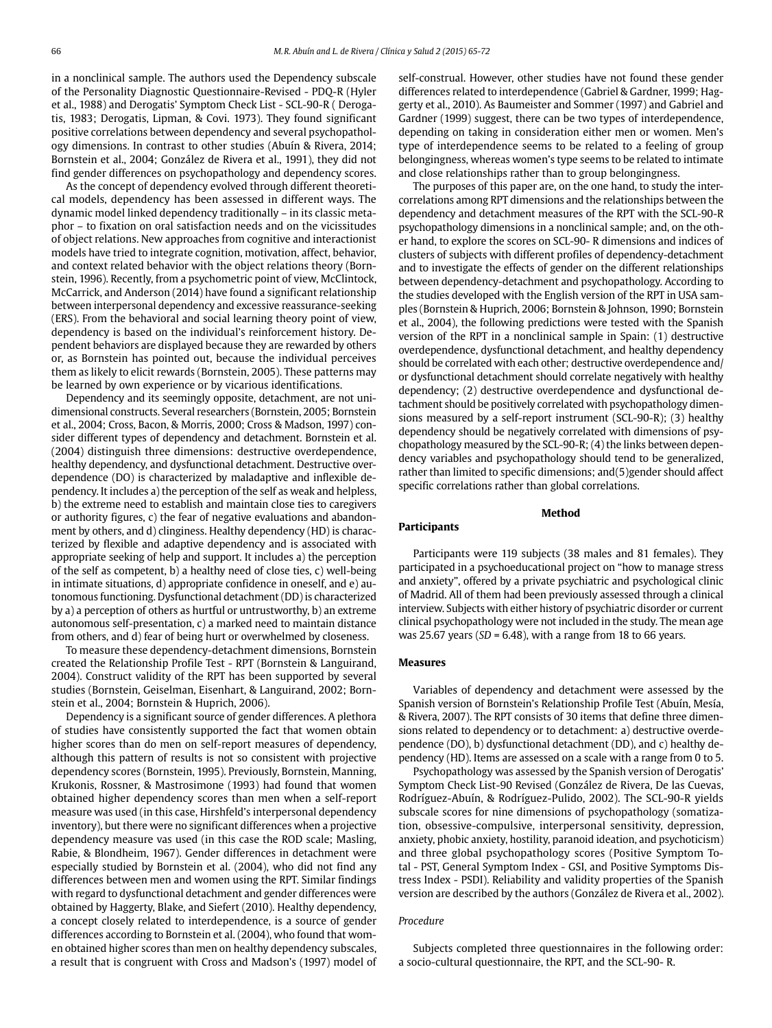in a nonclinical sample. The authors used the Dependency subscale of the Personality Diagnostic Questionnaire-Revised - PDQ-R (Hyler et al., 1988) and Derogatis' Symptom Check List - SCL-90-R ( Derogatis, 1983; Derogatis, Lipman, & Covi. 1973). They found significant positive correlations between dependency and several psychopathology dimensions. In contrast to other studies (Abuín & Rivera, 2014; Bornstein et al., 2004; González de Rivera et al., 1991), they did not find gender differences on psychopathology and dependency scores.

As the concept of dependency evolved through different theoretical models, dependency has been assessed in different ways. The dynamic model linked dependency traditionally – in its classic metaphor – to fixation on oral satisfaction needs and on the vicissitudes of object relations. New approaches from cognitive and interactionist models have tried to integrate cognition, motivation, affect, behavior, and context related behavior with the object relations theory (Bornstein, 1996). Recently, from a psychometric point of view, McClintock, McCarrick, and Anderson (2014) have found a significant relationship between interpersonal dependency and excessive reassurance-seeking (ERS). From the behavioral and social learning theory point of view, dependency is based on the individual's reinforcement history. Dependent behaviors are displayed because they are rewarded by others or, as Bornstein has pointed out, because the individual perceives them as likely to elicit rewards (Bornstein, 2005). These patterns may be learned by own experience or by vicarious identifications.

Dependency and its seemingly opposite, detachment, are not unidimensional constructs. Several researchers (Bornstein, 2005; Bornstein et al., 2004; Cross, Bacon, & Morris, 2000; Cross & Madson, 1997) consider different types of dependency and detachment. Bornstein et al. (2004) distinguish three dimensions: destructive overdependence, healthy dependency, and dysfunctional detachment. Destructive overdependence (DO) is characterized by maladaptive and inflexible dependency. It includes a) the perception of the self as weak and helpless, b) the extreme need to establish and maintain close ties to caregivers or authority figures, c) the fear of negative evaluations and abandonment by others, and d) clinginess. Healthy dependency (HD) is characterized by flexible and adaptive dependency and is associated with appropriate seeking of help and support. It includes a) the perception of the self as competent, b) a healthy need of close ties, c) well-being in intimate situations, d) appropriate confidence in oneself, and e) autonomous functioning. Dysfunctional detachment (DD) is characterized by a) a perception of others as hurtful or untrustworthy, b) an extreme autonomous self-presentation, c) a marked need to maintain distance from others, and d) fear of being hurt or overwhelmed by closeness.

To measure these dependency-detachment dimensions, Bornstein created the Relationship Profile Test - RPT (Bornstein & Languirand, 2004). Construct validity of the RPT has been supported by several studies (Bornstein, Geiselman, Eisenhart, & Languirand, 2002; Bornstein et al., 2004; Bornstein & Huprich, 2006).

Dependency is a significant source of gender differences. A plethora of studies have consistently supported the fact that women obtain higher scores than do men on self-report measures of dependency, although this pattern of results is not so consistent with projective dependency scores (Bornstein, 1995). Previously, Bornstein, Manning, Krukonis, Rossner, & Mastrosimone (1993) had found that women obtained higher dependency scores than men when a self-report measure was used (in this case, Hirshfeld's interpersonal dependency inventory), but there were no significant differences when a projective dependency measure vas used (in this case the ROD scale; Masling, Rabie, & Blondheim, 1967). Gender differences in detachment were especially studied by Bornstein et al. (2004), who did not find any differences between men and women using the RPT. Similar findings with regard to dysfunctional detachment and gender differences were obtained by Haggerty, Blake, and Siefert (2010). Healthy dependency, a concept closely related to interdependence, is a source of gender differences according to Bornstein et al. (2004), who found that women obtained higher scores than men on healthy dependency subscales, a result that is congruent with Cross and Madson's (1997) model of self-construal. However, other studies have not found these gender differences related to interdependence (Gabriel & Gardner, 1999; Haggerty et al., 2010). As Baumeister and Sommer (1997) and Gabriel and Gardner (1999) suggest, there can be two types of interdependence, depending on taking in consideration either men or women. Men's type of interdependence seems to be related to a feeling of group belongingness, whereas women's type seems to be related to intimate and close relationships rather than to group belongingness.

The purposes of this paper are, on the one hand, to study the intercorrelations among RPT dimensions and the relationships between the dependency and detachment measures of the RPT with the SCL-90-R psychopathology dimensions in a nonclinical sample; and, on the other hand, to explore the scores on SCL-90- R dimensions and indices of clusters of subjects with different profiles of dependency-detachment and to investigate the effects of gender on the different relationships between dependency-detachment and psychopathology. According to the studies developed with the English version of the RPT in USA samples (Bornstein & Huprich, 2006; Bornstein & Johnson, 1990; Bornstein et al., 2004), the following predictions were tested with the Spanish version of the RPT in a nonclinical sample in Spain: (1) destructive overdependence, dysfunctional detachment, and healthy dependency should be correlated with each other; destructive overdependence and/or dysfunctional detachment should correlate negatively with healthy dependency; (2) destructive overdependence and dysfunctional detachment should be positively correlated with psychopathology dimensions measured by a self-report instrument (SCL-90-R); (3) healthy dependency should be negatively correlated with dimensions of psychopathology measured by the SCL-90-R; (4) the links between dependency variables and psychopathology should tend to be generalized, rather than limited to specific dimensions; and(5)gender should affect specific correlations rather than global correlations.

## Method

### Participants

Participants were 119 subjects (38 males and 81 females). They participated in a psychoeducational project on "how to manage stress and anxiety", offered by a private psychiatric and psychological clinic of Madrid. All of them had been previously assessed through a clinical interview. Subjects with either history of psychiatric disorder or current clinical psychopathology were not included in the study. The mean age was 25.67 years (*SD* = 6.48), with a range from 18 to 66 years.

### Measures

Variables of dependency and detachment were assessed by the Spanish version of Bornstein's Relationship Profile Test (Abuín, Mesía, & Rivera, 2007). The RPT consists of 30 items that define three dimensions related to dependency or to detachment: a) destructive overdependence (DO), b) dysfunctional detachment (DD), and c) healthy dependency (HD). Items are assessed on a scale with a range from 0 to 5.

Psychopathology was assessed by the Spanish version of Derogatis' Symptom Check List-90 Revised (González de Rivera, De las Cuevas, Rodríguez-Abuín, & Rodríguez-Pulido, 2002). The SCL-90-R yields subscale scores for nine dimensions of psychopathology (somatization, obsessive-compulsive, interpersonal sensitivity, depression, anxiety, phobic anxiety, hostility, paranoid ideation, and psychoticism) and three global psychopathology scores (Positive Symptom Total - PST, General Symptom Index - GSI, and Positive Symptoms Distress Index - PSDI). Reliability and validity properties of the Spanish version are described by the authors (González de Rivera et al., 2002).

#### *Procedure*

Subjects completed three questionnaires in the following order: a socio-cultural questionnaire, the RPT, and the SCL-90- R.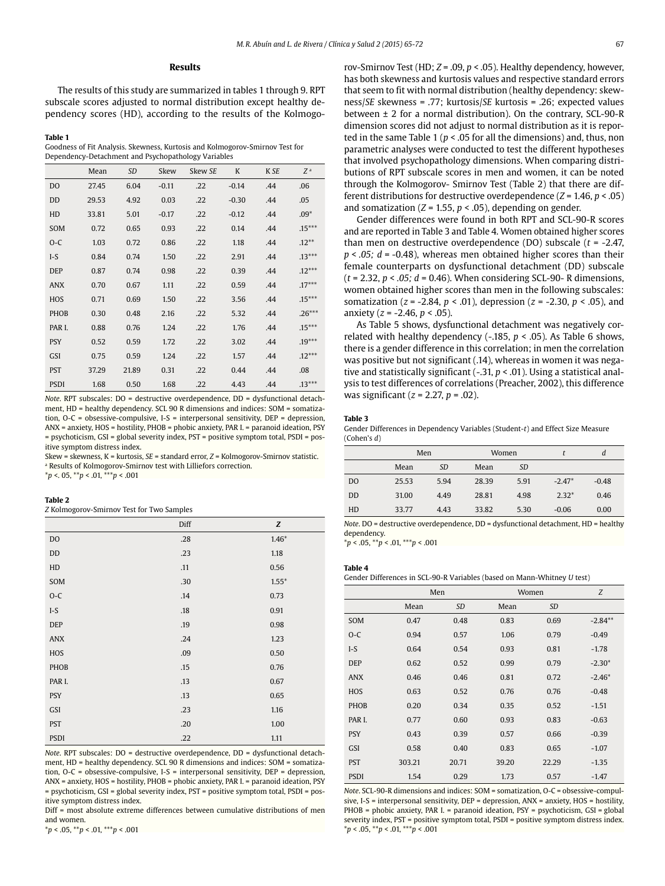## Results

The results of this study are summarized in tables 1 through 9. RPT subscale scores adjusted to normal distribution except healthy dependency scores (HD), according to the results of the Kolmogorov-Smirnov Test (HD; $Z = .09$, $p < .05$). Healthy dependency, however, has both skewness and kurtosis values and respective standard errors that seem to fit with normal distribution (healthy dependency: skewness/*SE* skewness = .77; kurtosis/*SE* kurtosis = .26; expected values between ± 2 for a normal distribution). On the contrary, SCL-90-R dimension scores did not adjust to normal distribution as it is reported in the same Table 1 ($p < .05$ for all the dimensions) and, thus, non parametric analyses were conducted to test the different hypotheses that involved psychopathology dimensions. When comparing distributions of RPT subscale scores in men and women, it can be noted through the Kolmogorov- Smirnov Test (Table 2) that there are different distributions for destructive overdependence ($Z = 1.46$, $p < .05$) and somatization ($Z = 1.55$, $p < .05$), depending on gender.

**Table 1**
Goodness of Fit Analysis. Skewness, Kurtosis and Kolmogorov-Smirnov Test for Dependency-Detachment and Psychopathology Variables

| | Mean | *SD* | Skew | Skew *SE* | K | K *SE* | *Z* [a] |
|---|---|---|---|---|---|---|---|
| DO | 27.45 | 6.04 | -0.11 | .22 | -0.14 | .44 | .06 |
| DD | 29.53 | 4.92 | 0.03 | .22 | -0.30 | .44 | .05 |
| HD | 33.81 | 5.01 | -0.17 | .22 | -0.12 | .44 | .09* |
| SOM | 0.72 | 0.65 | 0.93 | .22 | 0.14 | .44 | .15*** |
| O-C | 1.03 | 0.72 | 0.86 | .22 | 1.18 | .44 | .12** |
| I-S | 0.84 | 0.74 | 1.50 | .22 | 2.91 | .44 | .13*** |
| DEP | 0.87 | 0.74 | 0.98 | .22 | 0.39 | .44 | .12*** |
| ANX | 0.70 | 0.67 | 1.11 | .22 | 0.59 | .44 | .17*** |
| HOS | 0.71 | 0.69 | 1.50 | .22 | 3.56 | .44 | .15*** |
| PHOB | 0.30 | 0.48 | 2.16 | .22 | 5.32 | .44 | .26*** |
| PAR I. | 0.88 | 0.76 | 1.24 | .22 | 1.76 | .44 | .15*** |
| PSY | 0.52 | 0.59 | 1.72 | .22 | 3.02 | .44 | .19*** |
| GSI | 0.75 | 0.59 | 1.24 | .22 | 1.57 | .44 | .12*** |
| PST | 37.29 | 21.89 | 0.31 | .22 | 0.44 | .44 | .08 |
| PSDI | 1.68 | 0.50 | 1.68 | .22 | 4.43 | .44 | .13*** |

*Note*. RPT subscales: DO = destructive overdependence, DD = dysfunctional detachment, HD = healthy dependency. SCL 90 R dimensions and indices: SOM = somatization, O-C = obsessive-compulsive, I-S = interpersonal sensitivity, DEP = depression, ANX = anxiety, HOS = hostility, PHOB = phobic anxiety, PAR I. = paranoid ideation, PSY = psychoticism, GSI = global severity index, PST = positive symptom total, PSDI = positive symptom distress index.
Skew = skewness, K = kurtosis, *SE* = standard error, *Z* = Kolmogorov-Smirnov statistic.
[a] Results of Kolmogorov-Smirnov test with Lilliefors correction.
\*$p$ <. 05, \*\*$p$ < .01, \*\*\*$p$ < .001

**Table 2**
*Z* Kolmogorov-Smirnov Test for Two Samples

| | Diff | ***Z*** |
|---|---|---|
| DO | .28 | 1.46* |
| DD | .23 | 1.18 |
| HD | .11 | 0.56 |
| SOM | .30 | 1.55* |
| O-C | .14 | 0.73 |
| I-S | .18 | 0.91 |
| DEP | .19 | 0.98 |
| ANX | .24 | 1.23 |
| HOS | .09 | 0.50 |
| PHOB | .15 | 0.76 |
| PAR I. | .13 | 0.67 |
| PSY | .13 | 0.65 |
| GSI | .23 | 1.16 |
| PST | .20 | 1.00 |
| PSDI | .22 | 1.11 |

*Note*. RPT subscales: DO = destructive overdependence, DD = dysfunctional detachment, HD = healthy dependency. SCL 90 R dimensions and indices: SOM = somatization, O-C = obsessive-compulsive, I-S = interpersonal sensitivity, DEP = depression, ANX = anxiety, HOS = hostility, PHOB = phobic anxiety, PAR I. = paranoid ideation, PSY = psychoticism, GSI = global severity index, PST = positive symptom total, PSDI = positive symptom distress index.
Diff = most absolute extreme differences between cumulative distributions of men and women.
\*$p$ < .05, \*\*$p$ < .01, \*\*\*$p$ < .001

Gender differences were found in both RPT and SCL-90-R scores and are reported in Table 3 and Table 4. Women obtained higher scores than men on destructive overdependence (DO) subscale ($t = -2.47$, $p < .05$; $d = -0.48$), whereas men obtained higher scores than their female counterparts on dysfunctional detachment (DD) subscale ($t = 2.32$, $p < .05$; $d = 0.46$). When considering SCL-90- R dimensions, women obtained higher scores than men in the following subscales: somatization ($z = -2.84$, $p < .01$), depression ($z = -2.30$, $p < .05$), and anxiety ($z = -2.46$, $p < .05$).

As Table 5 shows, dysfunctional detachment was negatively correlated with healthy dependency (-.185, $p < .05$). As Table 6 shows, there is a gender difference in this correlation; in men the correlation was positive but not significant (.14), whereas in women it was negative and statistically significant (-.31, $p < .01$). Using a statistical analysis to test differences of correlations (Preacher, 2002), this difference was significant ($z = 2.27$, $p = .02$).

**Table 3**
Gender Differences in Dependency Variables (Student-*t*) and Effect Size Measure (Cohen's *d*)

| | Men | | Women | | *t* | *d* |
|---|---|---|---|---|---|---|
| | Mean | *SD* | Mean | *SD* | | |
| DO | 25.53 | 5.94 | 28.39 | 5.91 | -2.47* | -0.48 |
| DD | 31.00 | 4.49 | 28.81 | 4.98 | 2.32* | 0.46 |
| HD | 33.77 | 4.43 | 33.82 | 5.30 | -0.06 | 0.00 |

*Note*. DO = destructive overdependence, DD = dysfunctional detachment, HD = healthy dependency.
\*$p$ < .05, \*\*$p$ < .01, \*\*\*$p$ < .001

**Table 4**
Gender Differences in SCL-90-R Variables (based on Mann-Whitney *U* test)

| | Men | | Women | | *Z* |
|---|---|---|---|---|---|
| | Mean | *SD* | Mean | *SD* | |
| SOM | 0.47 | 0.48 | 0.83 | 0.69 | -2.84** |
| O-C | 0.94 | 0.57 | 1.06 | 0.79 | -0.49 |
| I-S | 0.64 | 0.54 | 0.93 | 0.81 | -1.78 |
| DEP | 0.62 | 0.52 | 0.99 | 0.79 | -2.30* |
| ANX | 0.46 | 0.46 | 0.81 | 0.72 | -2.46* |
| HOS | 0.63 | 0.52 | 0.76 | 0.76 | -0.48 |
| PHOB | 0.20 | 0.34 | 0.35 | 0.52 | -1.51 |
| PAR I. | 0.77 | 0.60 | 0.93 | 0.83 | -0.63 |
| PSY | 0.43 | 0.39 | 0.57 | 0.66 | -0.39 |
| GSI | 0.58 | 0.40 | 0.83 | 0.65 | -1.07 |
| PST | 303.21 | 20.71 | 39.20 | 22.29 | -1.35 |
| PSDI | 1.54 | 0.29 | 1.73 | 0.57 | -1.47 |

*Note*. SCL-90-R dimensions and indices: SOM = somatization, O-C = obsessive-compulsive, I-S = interpersonal sensitivity, DEP = depression, ANX = anxiety, HOS = hostility, PHOB = phobic anxiety, PAR I. = paranoid ideation, PSY = psychoticism, GSI = global severity index, PST = positive symptom total, PSDI = positive symptom distress index.
\*$p$ < .05, \*\*$p$ < .01, \*\*\*$p$ < .001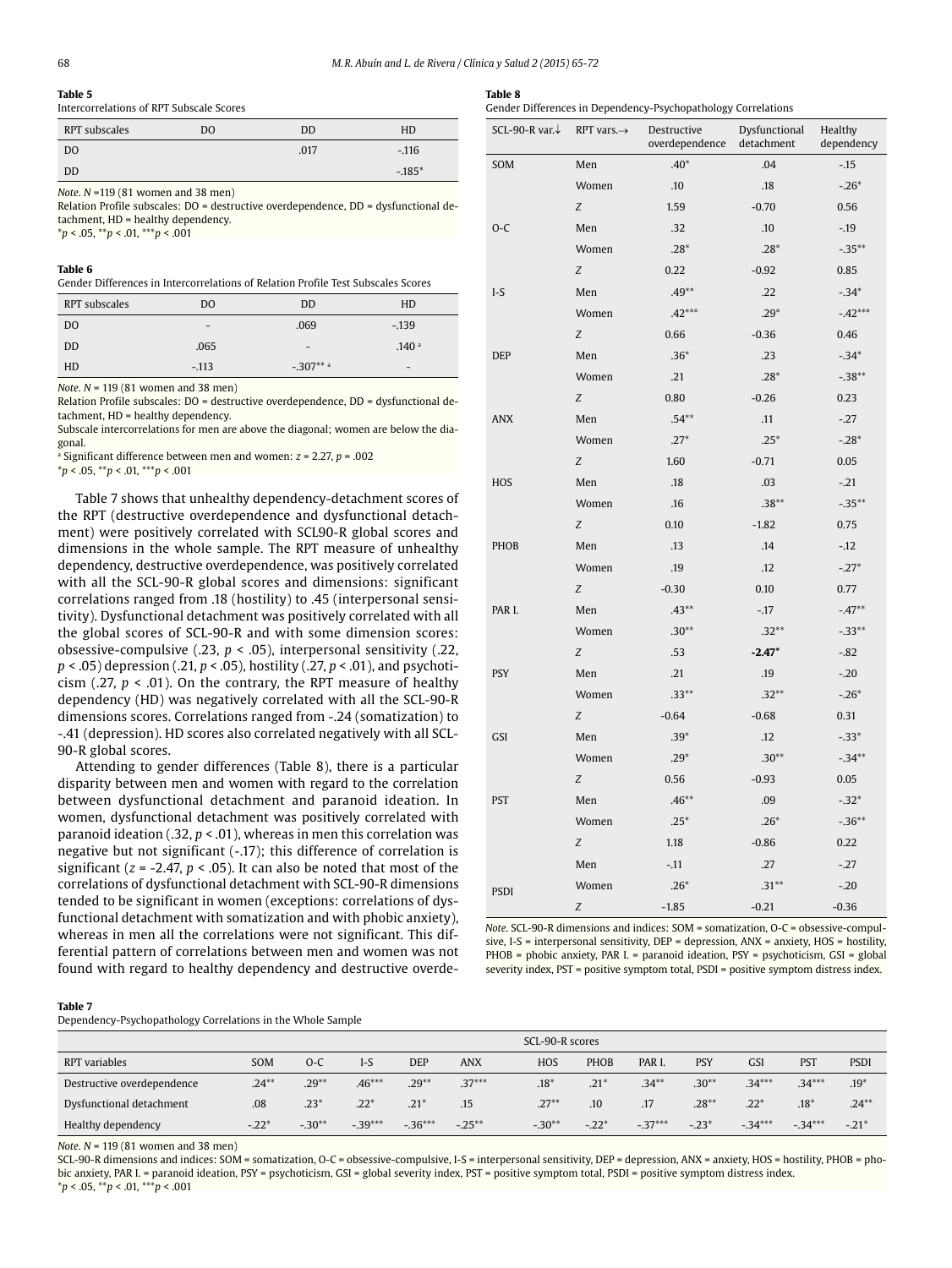**Table 5**
Intercorrelations of RPT Subscale Scores

| RPT subscales | DO | DD | HD |
|---|---|---|---|
| DO | | .017 | -.116 |
| DD | | | -.185* |

*Note*. $N$ =119 (81 women and 38 men)
Relation Profile subscales: DO = destructive overdependence, DD = dysfunctional detachment, HD = healthy dependency.
*$p$ < .05, **$p$ < .01, ***$p$ < .001

**Table 6**
Gender Differences in Intercorrelations of Relation Profile Test Subscales Scores

| RPT subscales | DO | DD | HD |
|---|---|---|---|
| DO | - | .069 | -.139 |
| DD | .065 | - | .140 [a] |
| HD | -.113 | -.307** [a] | - |

*Note*. $N$ = 119 (81 women and 38 men)
Relation Profile subscales: DO = destructive overdependence, DD = dysfunctional detachment, HD = healthy dependency.
Subscale intercorrelations for men are above the diagonal; women are below the diagonal.
[a] Significant difference between men and women: $z$ = 2.27, $p$ = .002
*$p$ < .05, **$p$ < .01, ***$p$ < .001

Table 7 shows that unhealthy dependency-detachment scores of the RPT (destructive overdependence and dysfunctional detachment) were positively correlated with SCL90-R global scores and dimensions in the whole sample. The RPT measure of unhealthy dependency, destructive overdependence, was positively correlated with all the SCL-90-R global scores and dimensions: significant correlations ranged from .18 (hostility) to .45 (interpersonal sensitivity). Dysfunctional detachment was positively correlated with all the global scores of SCL-90-R and with some dimension scores: obsessive-compulsive (.23, $p$ < .05), interpersonal sensitivity (.22, $p$ < .05) depression (.21, $p$ < .05), hostility (.27, $p$ < .01), and psychoticism (.27, $p$ < .01). On the contrary, the RPT measure of healthy dependency (HD) was negatively correlated with all the SCL-90-R dimensions scores. Correlations ranged from -.24 (somatization) to -.41 (depression). HD scores also correlated negatively with all SCL-90-R global scores.

Attending to gender differences (Table 8), there is a particular disparity between men and women with regard to the correlation between dysfunctional detachment and paranoid ideation. In women, dysfunctional detachment was positively correlated with paranoid ideation (.32, $p$ < .01), whereas in men this correlation was negative but not significant (-.17); this difference of correlation is significant ($z$ = -2.47, $p$ < .05). It can also be noted that most of the correlations of dysfunctional detachment with SCL-90-R dimensions tended to be significant in women (exceptions: correlations of dysfunctional detachment with somatization and with phobic anxiety), whereas in men all the correlations were not significant. This differential pattern of correlations between men and women was not found with regard to healthy dependency and destructive overde-

**Table 8**
Gender Differences in Dependency-Psychopathology Correlations

| SCL-90-R var.↓ | RPT vars.→ | Destructive overdependence | Dysfunctional detachment | Healthy dependency |
|---|---|---|---|---|
| SOM | Men | .40* | .04 | -.15 |
| | Women | .10 | .18 | -.26* |
| | $Z$ | 1.59 | -0.70 | 0.56 |
| O-C | Men | .32 | .10 | -.19 |
| | Women | .28* | .28* | -.35** |
| | $Z$ | 0.22 | -0.92 | 0.85 |
| I-S | Men | .49** | .22 | -.34* |
| | Women | .42*** | .29* | -.42*** |
| | $Z$ | 0.66 | -0.36 | 0.46 |
| DEP | Men | .36* | .23 | -.34* |
| | Women | .21 | .28* | -.38** |
| | $Z$ | 0.80 | -0.26 | 0.23 |
| ANX | Men | .54** | .11 | -.27 |
| | Women | .27* | .25* | -.28* |
| | $Z$ | 1.60 | -0.71 | 0.05 |
| HOS | Men | .18 | .03 | -.21 |
| | Women | .16 | .38** | -.35** |
| | $Z$ | 0.10 | -1.82 | 0.75 |
| PHOB | Men | .13 | .14 | -.12 |
| | Women | .19 | .12 | -.27* |
| | $Z$ | -0.30 | 0.10 | 0.77 |
| PAR I. | Men | .43** | -.17 | -.47** |
| | Women | .30** | .32** | -.33** |
| | $Z$ | .53 | **-2.47*** | -.82 |
| PSY | Men | .21 | .19 | -.20 |
| | Women | .33** | .32** | -.26* |
| | $Z$ | -0.64 | -0.68 | 0.31 |
| GSI | Men | .39* | .12 | -.33* |
| | Women | .29* | .30** | -.34** |
| | $Z$ | 0.56 | -0.93 | 0.05 |
| PST | Men | .46** | .09 | -.32* |
| | Women | .25* | .26* | -.36** |
| | $Z$ | 1.18 | -0.86 | 0.22 |
| PSDI | Men | -.11 | .27 | -.27 |
| | Women | .26* | .31** | -.20 |
| | $Z$ | -1.85 | -0.21 | -0.36 |

*Note*. SCL-90-R dimensions and indices: SOM = somatization, O-C = obsessive-compulsive, I-S = interpersonal sensitivity, DEP = depression, ANX = anxiety, HOS = hostility, PHOB = phobic anxiety, PAR I. = paranoid ideation, PSY = psychoticism, GSI = global severity index, PST = positive symptom total, PSDI = positive symptom distress index.

**Table 7**
Dependency-Psychopathology Correlations in the Whole Sample

| | SCL-90-R scores | | | | | | | | | | | |
|---|---|---|---|---|---|---|---|---|---|---|---|---|
| RPT variables | SOM | O-C | I-S | DEP | ANX | HOS | PHOB | PAR I. | PSY | GSI | PST | PSDI |
| Destructive overdependence | .24** | .29** | .46*** | .29** | .37*** | .18* | .21* | .34** | .30** | .34*** | .34*** | .19* |
| Dysfunctional detachment | .08 | .23* | .22* | .21* | .15 | .27** | .10 | .17 | .28** | .22* | .18* | .24** |
| Healthy dependency | -.22* | -.30** | -.39*** | -.36*** | -.25** | -.30** | -.22* | -.37*** | -.23* | -.34*** | -.34*** | -.21* |

*Note*. $N$ = 119 (81 women and 38 men)
SCL-90-R dimensions and indices: SOM = somatization, O-C = obsessive-compulsive, I-S = interpersonal sensitivity, DEP = depression, ANX = anxiety, HOS = hostility, PHOB = phobic anxiety, PAR I. = paranoid ideation, PSY = psychoticism, GSI = global severity index, PST = positive symptom total, PSDI = positive symptom distress index.
*$p$ < .05, **$p$ < .01, ***$p$ < .001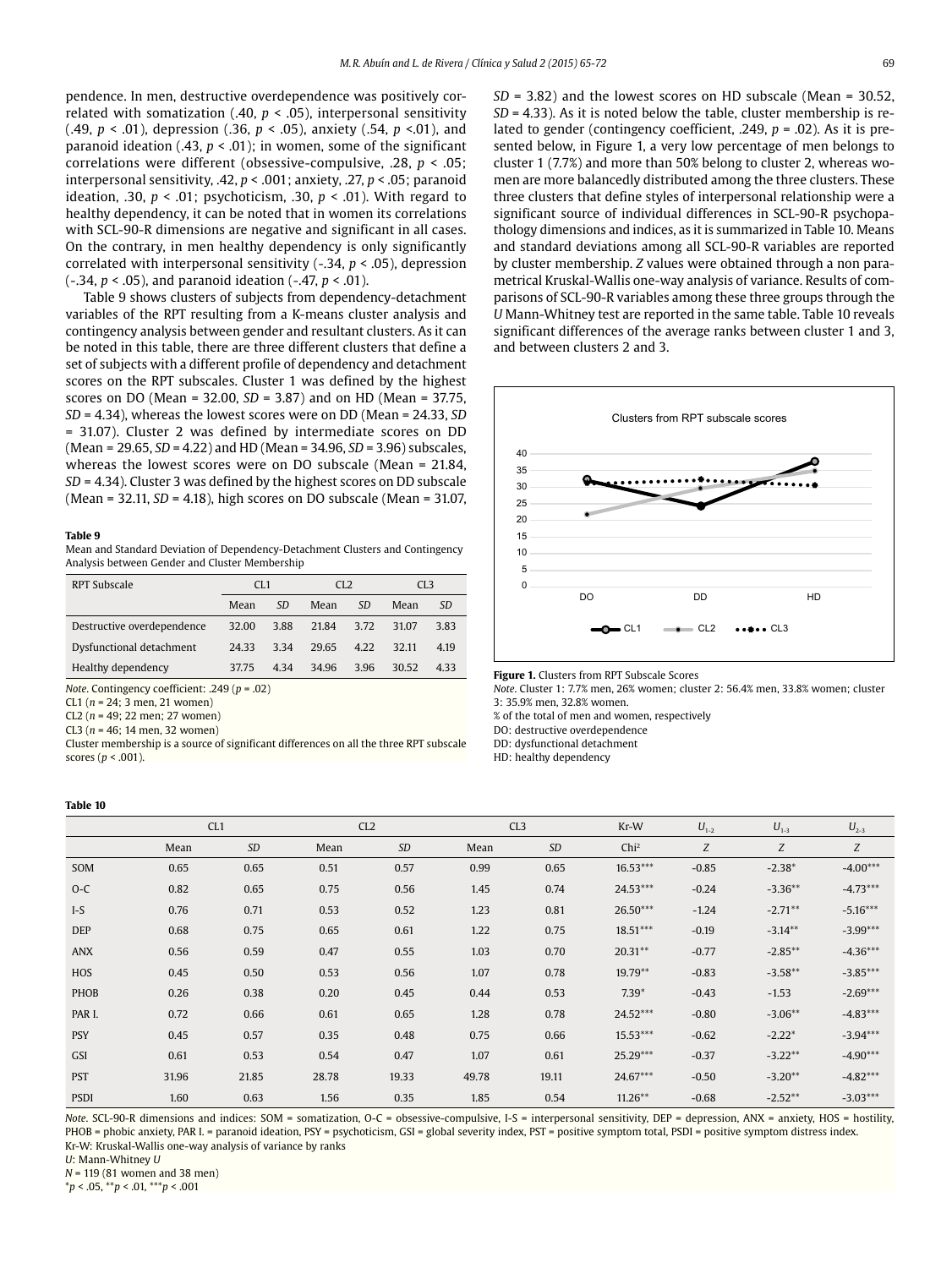pendence. In men, destructive overdependence was positively correlated with somatization (.40, $p < .05$), interpersonal sensitivity (.49, $p < .01$), depression (.36, $p < .05$), anxiety (.54, $p < .01$), and paranoid ideation (.43, $p < .01$); in women, some of the significant correlations were different (obsessive-compulsive, .28, $p < .05$; interpersonal sensitivity, .42, $p < .001$; anxiety, .27, $p < .05$; paranoid ideation, .30, $p < .01$; psychoticism, .30, $p < .01$). With regard to healthy dependency, it can be noted that in women its correlations with SCL-90-R dimensions are negative and significant in all cases. On the contrary, in men healthy dependency is only significantly correlated with interpersonal sensitivity (-.34, $p < .05$), depression (-.34, $p < .05$), and paranoid ideation (-.47, $p < .01$).

Table 9 shows clusters of subjects from dependency-detachment variables of the RPT resulting from a K-means cluster analysis and contingency analysis between gender and resultant clusters. As it can be noted in this table, there are three different clusters that define a set of subjects with a different profile of dependency and detachment scores on the RPT subscales. Cluster 1 was defined by the highest scores on DO (Mean = 32.00, *SD* = 3.87) and on HD (Mean = 37.75, *SD* = 4.34), whereas the lowest scores were on DD (Mean = 24.33, *SD* = 31.07). Cluster 2 was defined by intermediate scores on DD (Mean = 29.65, *SD* = 4.22) and HD (Mean = 34.96, *SD* = 3.96) subscales, whereas the lowest scores were on DO subscale (Mean = 21.84, *SD* = 4.34). Cluster 3 was defined by the highest scores on DD subscale (Mean = 32.11, *SD* = 4.18), high scores on DO subscale (Mean = 31.07, *SD* = 3.82) and the lowest scores on HD subscale (Mean = 30.52, *SD* = 4.33). As it is noted below the table, cluster membership is related to gender (contingency coefficient, .249, $p = .02$). As it is presented below, in Figure 1, a very low percentage of men belongs to cluster 1 (7.7%) and more than 50% belong to cluster 2, whereas women are more balancedly distributed among the three clusters. These three clusters that define styles of interpersonal relationship were a significant source of individual differences in SCL-90-R psychopathology dimensions and indices, as it is summarized in Table 10. Means and standard deviations among all SCL-90-R variables are reported by cluster membership. *Z* values were obtained through a non parametrical Kruskal-Wallis one-way analysis of variance. Results of comparisons of SCL-90-R variables among these three groups through the *U* Mann-Whitney test are reported in the same table. Table 10 reveals significant differences of the average ranks between cluster 1 and 3, and between clusters 2 and 3.

**Table 9**
Mean and Standard Deviation of Dependency-Detachment Clusters and Contingency Analysis between Gender and Cluster Membership

| RPT Subscale | CL1 | | CL2 | | CL3 | |
|---|---|---|---|---|---|---|
| | Mean | *SD* | Mean | *SD* | Mean | *SD* |
| Destructive overdependence | 32.00 | 3.88 | 21.84 | 3.72 | 31.07 | 3.83 |
| Dysfunctional detachment | 24.33 | 3.34 | 29.65 | 4.22 | 32.11 | 4.19 |
| Healthy dependency | 37.75 | 4.34 | 34.96 | 3.96 | 30.52 | 4.33 |

*Note*. Contingency coefficient: .249 ($p = .02$)
CL1 ($n = 24$; 3 men, 21 women)
CL2 ($n = 49$; 22 men; 27 women)
CL3 ($n = 46$; 14 men, 32 women)
Cluster membership is a source of significant differences on all the three RPT subscale scores ($p < .001$).

Clusters from RPT subscale scores

| | DO | DD | HD |
|---|---|---|---|
| CL1 | 32.00 | 24.33 | 37.75 |
| CL2 | 21.84 | 29.65 | 34.96 |
| CL3 | 31.07 | 32.11 | 30.52 |

**Figure 1.** Clusters from RPT Subscale Scores
*Note*. Cluster 1: 7.7% men, 26% women; cluster 2: 56.4% men, 33.8% women; cluster 3: 35.9% men, 32.8% women.
% of the total of men and women, respectively
DO: destructive overdependence
DD: dysfunctional detachment
HD: healthy dependency

**Table 10**

| | CL1 | | CL2 | | CL3 | | Kr-W | $U_{1-2}$ | $U_{1-3}$ | $U_{2-3}$ |
|---|---|---|---|---|---|---|---|---|---|---|
| | Mean | *SD* | Mean | *SD* | Mean | *SD* | Chi² | *Z* | *Z* | *Z* |
| SOM | 0.65 | 0.65 | 0.51 | 0.57 | 0.99 | 0.65 | 16.53*** | -0.85 | -2.38* | -4.00*** |
| O-C | 0.82 | 0.65 | 0.75 | 0.56 | 1.45 | 0.74 | 24.53*** | -0.24 | -3.36** | -4.73*** |
| I-S | 0.76 | 0.71 | 0.53 | 0.52 | 1.23 | 0.81 | 26.50*** | -1.24 | -2.71** | -5.16*** |
| DEP | 0.68 | 0.75 | 0.65 | 0.61 | 1.22 | 0.75 | 18.51*** | -0.19 | -3.14** | -3.99*** |
| ANX | 0.56 | 0.59 | 0.47 | 0.55 | 1.03 | 0.70 | 20.31** | -0.77 | -2.85** | -4.36*** |
| HOS | 0.45 | 0.50 | 0.53 | 0.56 | 1.07 | 0.78 | 19.79** | -0.83 | -3.58** | -3.85*** |
| PHOB | 0.26 | 0.38 | 0.20 | 0.45 | 0.44 | 0.53 | 7.39* | -0.43 | -1.53 | -2.69*** |
| PAR I. | 0.72 | 0.66 | 0.61 | 0.65 | 1.28 | 0.78 | 24.52*** | -0.80 | -3.06** | -4.83*** |
| PSY | 0.45 | 0.57 | 0.35 | 0.48 | 0.75 | 0.66 | 15.53*** | -0.62 | -2.22* | -3.94*** |
| GSI | 0.61 | 0.53 | 0.54 | 0.47 | 1.07 | 0.61 | 25.29*** | -0.37 | -3.22** | -4.90*** |
| PST | 31.96 | 21.85 | 28.78 | 19.33 | 49.78 | 19.11 | 24.67*** | -0.50 | -3.20** | -4.82*** |
| PSDI | 1.60 | 0.63 | 1.56 | 0.35 | 1.85 | 0.54 | 11.26** | -0.68 | -2.52** | -3.03*** |

*Note*. SCL-90-R dimensions and indices: SOM = somatization, O-C = obsessive-compulsive, I-S = interpersonal sensitivity, DEP = depression, ANX = anxiety, HOS = hostility, PHOB = phobic anxiety, PAR I. = paranoid ideation, PSY = psychoticism, GSI = global severity index, PST = positive symptom total, PSDI = positive symptom distress index.
Kr-W: Kruskal-Wallis one-way analysis of variance by ranks
*U*: Mann-Whitney *U*
*N* = 119 (81 women and 38 men)
*$p < .05$, **$p < .01$, ***$p < .001$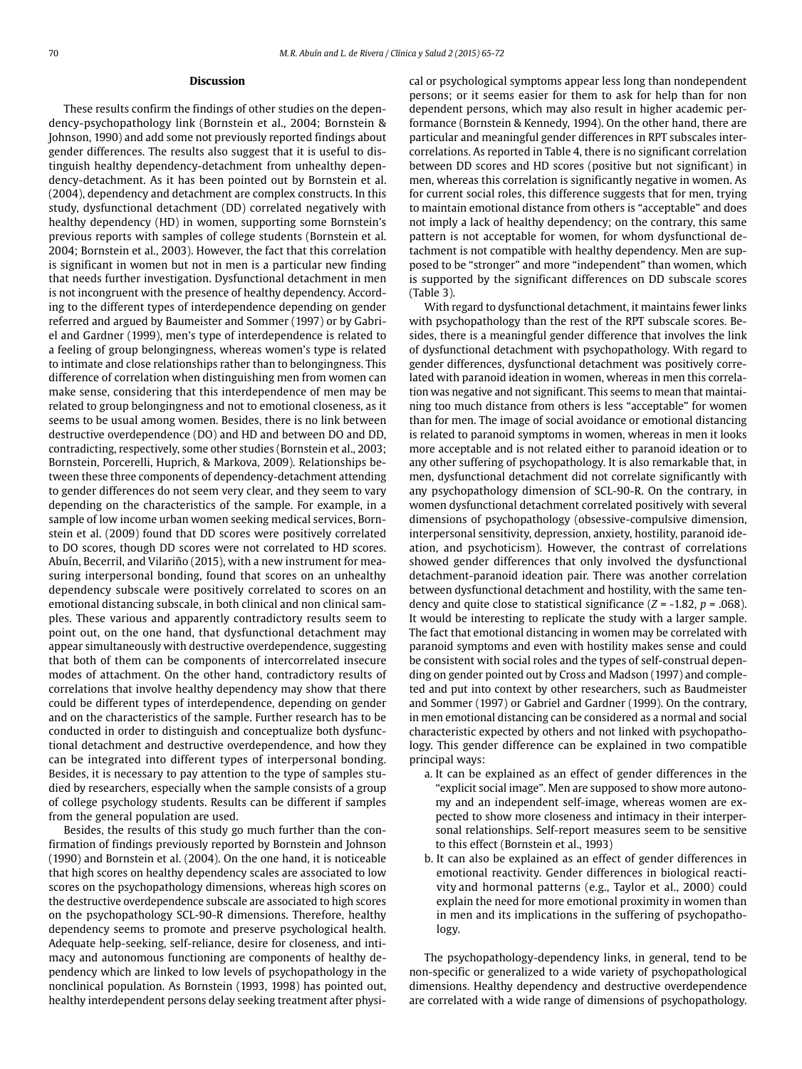## Discussion

These results confirm the findings of other studies on the dependency-psychopathology link (Bornstein et al., 2004; Bornstein & Johnson, 1990) and add some not previously reported findings about gender differences. The results also suggest that it is useful to distinguish healthy dependency-detachment from unhealthy dependency-detachment. As it has been pointed out by Bornstein et al. (2004), dependency and detachment are complex constructs. In this study, dysfunctional detachment (DD) correlated negatively with healthy dependency (HD) in women, supporting some Bornstein's previous reports with samples of college students (Bornstein et al. 2004; Bornstein et al., 2003). However, the fact that this correlation is significant in women but not in men is a particular new finding that needs further investigation. Dysfunctional detachment in men is not incongruent with the presence of healthy dependency. According to the different types of interdependence depending on gender referred and argued by Baumeister and Sommer (1997) or by Gabriel and Gardner (1999), men's type of interdependence is related to a feeling of group belongingness, whereas women's type is related to intimate and close relationships rather than to belongingness. This difference of correlation when distinguishing men from women can make sense, considering that this interdependence of men may be related to group belongingness and not to emotional closeness, as it seems to be usual among women. Besides, there is no link between destructive overdependence (DO) and HD and between DO and DD, contradicting, respectively, some other studies (Bornstein et al., 2003; Bornstein, Porcerelli, Huprich, & Markova, 2009). Relationships between these three components of dependency-detachment attending to gender differences do not seem very clear, and they seem to vary depending on the characteristics of the sample. For example, in a sample of low income urban women seeking medical services, Bornstein et al. (2009) found that DD scores were positively correlated to DO scores, though DD scores were not correlated to HD scores. Abuín, Becerril, and Vilariño (2015), with a new instrument for measuring interpersonal bonding, found that scores on an unhealthy dependency subscale were positively correlated to scores on an emotional distancing subscale, in both clinical and non clinical samples. These various and apparently contradictory results seem to point out, on the one hand, that dysfunctional detachment may appear simultaneously with destructive overdependence, suggesting that both of them can be components of intercorrelated insecure modes of attachment. On the other hand, contradictory results of correlations that involve healthy dependency may show that there could be different types of interdependence, depending on gender and on the characteristics of the sample. Further research has to be conducted in order to distinguish and conceptualize both dysfunctional detachment and destructive overdependence, and how they can be integrated into different types of interpersonal bonding. Besides, it is necessary to pay attention to the type of samples studied by researchers, especially when the sample consists of a group of college psychology students. Results can be different if samples from the general population are used.

Besides, the results of this study go much further than the confirmation of findings previously reported by Bornstein and Johnson (1990) and Bornstein et al. (2004). On the one hand, it is noticeable that high scores on healthy dependency scales are associated to low scores on the psychopathology dimensions, whereas high scores on the destructive overdependence subscale are associated to high scores on the psychopathology SCL-90-R dimensions. Therefore, healthy dependency seems to promote and preserve psychological health. Adequate help-seeking, self-reliance, desire for closeness, and intimacy and autonomous functioning are components of healthy dependency which are linked to low levels of psychopathology in the nonclinical population. As Bornstein (1993, 1998) has pointed out, healthy interdependent persons delay seeking treatment after physical or psychological symptoms appear less long than nondependent persons; or it seems easier for them to ask for help than for non dependent persons, which may also result in higher academic performance (Bornstein & Kennedy, 1994). On the other hand, there are particular and meaningful gender differences in RPT subscales intercorrelations. As reported in Table 4, there is no significant correlation between DD scores and HD scores (positive but not significant) in men, whereas this correlation is significantly negative in women. As for current social roles, this difference suggests that for men, trying to maintain emotional distance from others is "acceptable" and does not imply a lack of healthy dependency; on the contrary, this same pattern is not acceptable for women, for whom dysfunctional detachment is not compatible with healthy dependency. Men are supposed to be "stronger" and more "independent" than women, which is supported by the significant differences on DD subscale scores (Table 3).

With regard to dysfunctional detachment, it maintains fewer links with psychopathology than the rest of the RPT subscale scores. Besides, there is a meaningful gender difference that involves the link of dysfunctional detachment with psychopathology. With regard to gender differences, dysfunctional detachment was positively correlated with paranoid ideation in women, whereas in men this correlation was negative and not significant. This seems to mean that maintaining too much distance from others is less "acceptable" for women than for men. The image of social avoidance or emotional distancing is related to paranoid symptoms in women, whereas in men it looks more acceptable and is not related either to paranoid ideation or to any other suffering of psychopathology. It is also remarkable that, in men, dysfunctional detachment did not correlate significantly with any psychopathology dimension of SCL-90-R. On the contrary, in women dysfunctional detachment correlated positively with several dimensions of psychopathology (obsessive-compulsive dimension, interpersonal sensitivity, depression, anxiety, hostility, paranoid ideation, and psychoticism). However, the contrast of correlations showed gender differences that only involved the dysfunctional detachment-paranoid ideation pair. There was another correlation between dysfunctional detachment and hostility, with the same tendency and quite close to statistical significance ($Z$ = -1.82, $p$ = .068). It would be interesting to replicate the study with a larger sample. The fact that emotional distancing in women may be correlated with paranoid symptoms and even with hostility makes sense and could be consistent with social roles and the types of self-construal depending on gender pointed out by Cross and Madson (1997) and completed and put into context by other researchers, such as Baudmeister and Sommer (1997) or Gabriel and Gardner (1999). On the contrary, in men emotional distancing can be considered as a normal and social characteristic expected by others and not linked with psychopathology. This gender difference can be explained in two compatible principal ways:

a. It can be explained as an effect of gender differences in the "explicit social image". Men are supposed to show more autonomy and an independent self-image, whereas women are expected to show more closeness and intimacy in their interpersonal relationships. Self-report measures seem to be sensitive to this effect (Bornstein et al., 1993)
b. It can also be explained as an effect of gender differences in emotional reactivity. Gender differences in biological reactivity and hormonal patterns (e.g., Taylor et al., 2000) could explain the need for more emotional proximity in women than in men and its implications in the suffering of psychopathology.

The psychopathology-dependency links, in general, tend to be non-specific or generalized to a wide variety of psychopathological dimensions. Healthy dependency and destructive overdependence are correlated with a wide range of dimensions of psychopathology.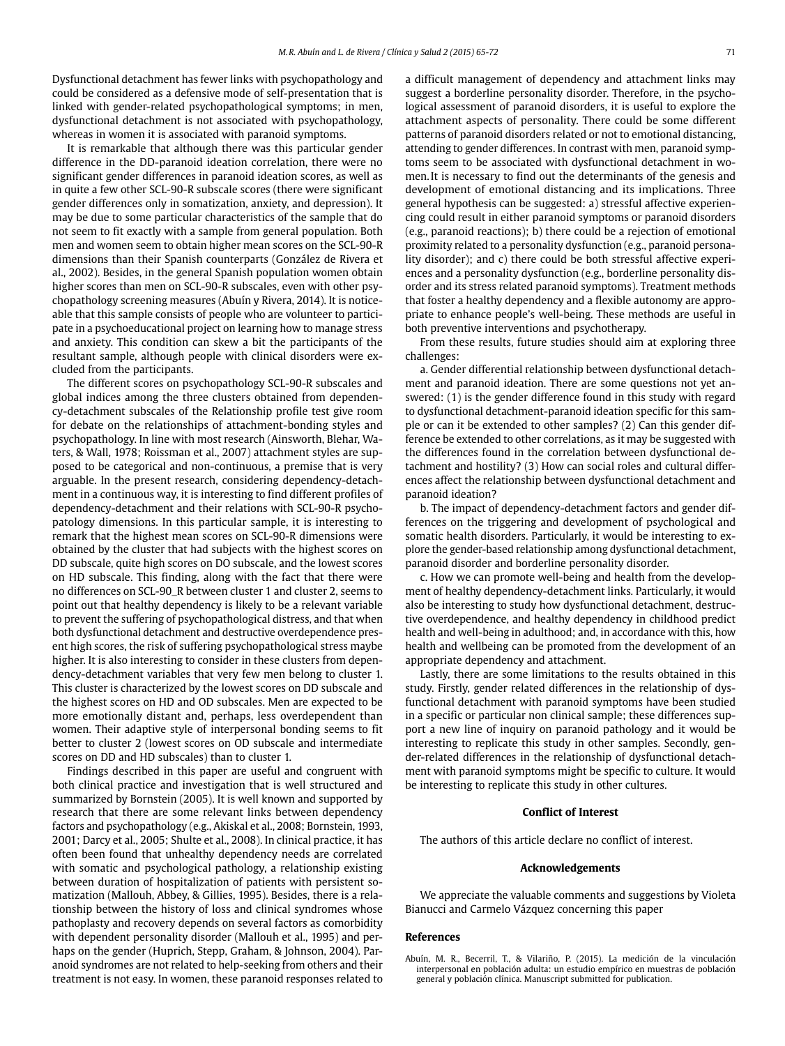Dysfunctional detachment has fewer links with psychopathology and could be considered as a defensive mode of self-presentation that is linked with gender-related psychopathological symptoms; in men, dysfunctional detachment is not associated with psychopathology, whereas in women it is associated with paranoid symptoms.

It is remarkable that although there was this particular gender difference in the DD-paranoid ideation correlation, there were no significant gender differences in paranoid ideation scores, as well as in quite a few other SCL-90-R subscale scores (there were significant gender differences only in somatization, anxiety, and depression). It may be due to some particular characteristics of the sample that do not seem to fit exactly with a sample from general population. Both men and women seem to obtain higher mean scores on the SCL-90-R dimensions than their Spanish counterparts (González de Rivera et al., 2002). Besides, in the general Spanish population women obtain higher scores than men on SCL-90-R subscales, even with other psychopathology screening measures (Abuín y Rivera, 2014). It is noticeable that this sample consists of people who are volunteer to participate in a psychoeducational project on learning how to manage stress and anxiety. This condition can skew a bit the participants of the resultant sample, although people with clinical disorders were excluded from the participants.

The different scores on psychopathology SCL-90-R subscales and global indices among the three clusters obtained from dependency-detachment subscales of the Relationship profile test give room for debate on the relationships of attachment-bonding styles and psychopathology. In line with most research (Ainsworth, Blehar, Waters, & Wall, 1978; Roissman et al., 2007) attachment styles are supposed to be categorical and non-continuous, a premise that is very arguable. In the present research, considering dependency-detachment in a continuous way, it is interesting to find different profiles of dependency-detachment and their relations with SCL-90-R psychopatology dimensions. In this particular sample, it is interesting to remark that the highest mean scores on SCL-90-R dimensions were obtained by the cluster that had subjects with the highest scores on DD subscale, quite high scores on DO subscale, and the lowest scores on HD subscale. This finding, along with the fact that there were no differences on SCL-90_R between cluster 1 and cluster 2, seems to point out that healthy dependency is likely to be a relevant variable to prevent the suffering of psychopathological distress, and that when both dysfunctional detachment and destructive overdependence present high scores, the risk of suffering psychopathological stress maybe higher. It is also interesting to consider in these clusters from dependency-detachment variables that very few men belong to cluster 1. This cluster is characterized by the lowest scores on DD subscale and the highest scores on HD and OD subscales. Men are expected to be more emotionally distant and, perhaps, less overdependent than women. Their adaptive style of interpersonal bonding seems to fit better to cluster 2 (lowest scores on OD subscale and intermediate scores on DD and HD subscales) than to cluster 1.

Findings described in this paper are useful and congruent with both clinical practice and investigation that is well structured and summarized by Bornstein (2005). It is well known and supported by research that there are some relevant links between dependency factors and psychopathology (e.g., Akiskal et al., 2008; Bornstein, 1993, 2001; Darcy et al., 2005; Shulte et al., 2008). In clinical practice, it has often been found that unhealthy dependency needs are correlated with somatic and psychological pathology, a relationship existing between duration of hospitalization of patients with persistent somatization (Mallouh, Abbey, & Gillies, 1995). Besides, there is a relationship between the history of loss and clinical syndromes whose pathoplasty and recovery depends on several factors as comorbidity with dependent personality disorder (Mallouh et al., 1995) and perhaps on the gender (Huprich, Stepp, Graham, & Johnson, 2004). Paranoid syndromes are not related to help-seeking from others and their treatment is not easy. In women, these paranoid responses related to a difficult management of dependency and attachment links may suggest a borderline personality disorder. Therefore, in the psychological assessment of paranoid disorders, it is useful to explore the attachment aspects of personality. There could be some different patterns of paranoid disorders related or not to emotional distancing, attending to gender differences. In contrast with men, paranoid symptoms seem to be associated with dysfunctional detachment in women. It is necessary to find out the determinants of the genesis and development of emotional distancing and its implications. Three general hypothesis can be suggested: a) stressful affective experiencing could result in either paranoid symptoms or paranoid disorders (e.g., paranoid reactions); b) there could be a rejection of emotional proximity related to a personality dysfunction (e.g., paranoid personality disorder); and c) there could be both stressful affective experiences and a personality dysfunction (e.g., borderline personality disorder and its stress related paranoid symptoms). Treatment methods that foster a healthy dependency and a flexible autonomy are appropriate to enhance people's well-being. These methods are useful in both preventive interventions and psychotherapy.

From these results, future studies should aim at exploring three challenges:

a. Gender differential relationship between dysfunctional detachment and paranoid ideation. There are some questions not yet answered: (1) is the gender difference found in this study with regard to dysfunctional detachment-paranoid ideation specific for this sample or can it be extended to other samples? (2) Can this gender difference be extended to other correlations, as it may be suggested with the differences found in the correlation between dysfunctional detachment and hostility? (3) How can social roles and cultural differences affect the relationship between dysfunctional detachment and paranoid ideation?

b. The impact of dependency-detachment factors and gender differences on the triggering and development of psychological and somatic health disorders. Particularly, it would be interesting to explore the gender-based relationship among dysfunctional detachment, paranoid disorder and borderline personality disorder.

c. How we can promote well-being and health from the development of healthy dependency-detachment links. Particularly, it would also be interesting to study how dysfunctional detachment, destructive overdependence, and healthy dependency in childhood predict health and well-being in adulthood; and, in accordance with this, how health and wellbeing can be promoted from the development of an appropriate dependency and attachment.

Lastly, there are some limitations to the results obtained in this study. Firstly, gender related differences in the relationship of dysfunctional detachment with paranoid symptoms have been studied in a specific or particular non clinical sample; these differences support a new line of inquiry on paranoid pathology and it would be interesting to replicate this study in other samples. Secondly, gender-related differences in the relationship of dysfunctional detachment with paranoid symptoms might be specific to culture. It would be interesting to replicate this study in other cultures.

### Conflict of Interest

The authors of this article declare no conflict of interest.

### Acknowledgements

We appreciate the valuable comments and suggestions by Violeta Bianucci and Carmelo Vázquez concerning this paper

## References

Abuín, M. R., Becerril, T., & Vilariño, P. (2015). La medición de la vinculación interpersonal en población adulta: un estudio empírico en muestras de población general y población clínica. Manuscript submitted for publication.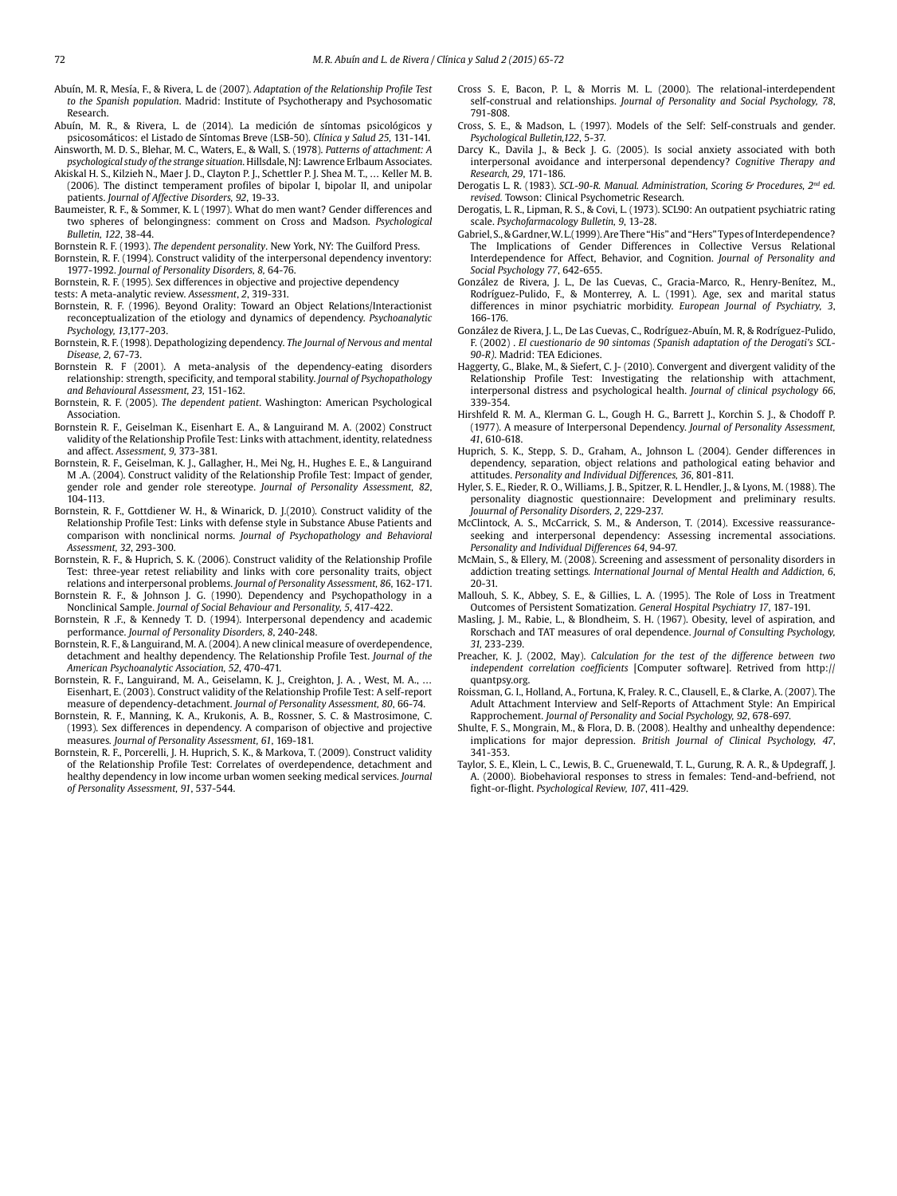Abuín, M. R, Mesía, F., & Rivera, L. de (2007). *Adaptation of the Relationship Profile Test to the Spanish population*. Madrid: Institute of Psychotherapy and Psychosomatic Research.

Abuín, M. R., & Rivera, L. de (2014). La medición de síntomas psicológicos y psicosomáticos: el Listado de Síntomas Breve (LSB-50). *Clínica y Salud 25*, 131-141.

Ainsworth, M. D. S., Blehar, M. C., Waters, E., & Wall, S. (1978). *Patterns of attachment: A psychological study of the strange situation*. Hillsdale, NJ: Lawrence Erlbaum Associates.

Akiskal H. S., Kilzieh N., Maer J. D., Clayton P. J., Schettler P. J. Shea M. T., … Keller M. B. (2006). The distinct temperament profiles of bipolar I, bipolar II, and unipolar patients. *Journal of Affective Disorders, 92*, 19-33.

Baumeister, R. F., & Sommer, K. L (1997). What do men want? Gender differences and two spheres of belongingness: comment on Cross and Madson. *Psychological Bulletin, 122*, 38-44.

Bornstein R. F. (1993). *The dependent personality*. New York, NY: The Guilford Press.

Bornstein, R. F. (1994). Construct validity of the interpersonal dependency inventory: 1977-1992. *Journal of Personality Disorders, 8*, 64-76.

Bornstein, R. F. (1995). Sex differences in objective and projective dependency tests: A meta-analytic review. *Assessment*, *2*, 319-331.

Bornstein, R. F. (1996). Beyond Orality: Toward an Object Relations/Interactionist reconceptualization of the etiology and dynamics of dependency. *Psychoanalytic Psychology, 13*,177-203.

Bornstein, R. F. (1998). Depathologizing dependency. *The Journal of Nervous and mental Disease, 2*, 67-73.

Bornstein R. F (2001). A meta-analysis of the dependency-eating disorders relationship: strength, specificity, and temporal stability. *Journal of Psychopathology and Behavioural Assessment, 23*, 151-162.

Bornstein, R. F. (2005). *The dependent patient*. Washington: American Psychological Association.

Bornstein R. F., Geiselman K., Eisenhart E. A., & Languirand M. A. (2002) Construct validity of the Relationship Profile Test: Links with attachment, identity, relatedness and affect. *Assessment, 9*, 373-381.

Bornstein, R. F., Geiselman, K. J., Gallagher, H., Mei Ng, H., Hughes E. E., & Languirand M .A. (2004). Construct validity of the Relationship Profile Test: Impact of gender, gender role and gender role stereotype. *Journal of Personality Assessment, 82*, 104-113.

Bornstein, R. F., Gottdiener W. H., & Winarick, D. J.(2010). Construct validity of the Relationship Profile Test: Links with defense style in Substance Abuse Patients and comparison with nonclinical norms. *Journal of Psychopathology and Behavioral Assessment, 32*, 293-300.

Bornstein, R. F., & Huprich, S. K. (2006). Construct validity of the Relationship Profile Test: three-year retest reliability and links with core personality traits, object relations and interpersonal problems. *Journal of Personality Assessment, 86*, 162-171.

Bornstein R. F., & Johnson J. G. (1990). Dependency and Psychopathology in a Nonclinical Sample. *Journal of Social Behaviour and Personality, 5*, 417-422.

Bornstein, R .F., & Kennedy T. D. (1994). Interpersonal dependency and academic performance. *Journal of Personality Disorders, 8*, 240-248.

Bornstein, R. F., & Languirand, M. A. (2004). A new clinical measure of overdependence, detachment and healthy dependency. The Relationship Profile Test. *Journal of the American Psychoanalytic Association, 52*, 470-471.

Bornstein, R. F., Languirand, M. A., Geiselamn, K. J., Creighton, J. A. , West, M. A., … Eisenhart, E. (2003). Construct validity of the Relationship Profile Test: A self-report measure of dependency-detachment. *Journal of Personality Assessment, 80*, 66-74.

Bornstein, R. F., Manning, K. A., Krukonis, A. B., Rossner, S. C. & Mastrosimone, C. (1993). Sex differences in dependency. A comparison of objective and projective measures. *Journal of Personality Assessment, 61*, 169-181.

Bornstein, R. F., Porcerelli, J. H. Huprich, S. K., & Markova, T. (2009). Construct validity of the Relationship Profile Test: Correlates of overdependence, detachment and healthy dependency in low income urban women seeking medical services. *Journal of Personality Assessment, 91*, 537-544.

Cross S. E, Bacon, P. L, & Morris M. L. (2000). The relational-interdependent self-construal and relationships. *Journal of Personality and Social Psychology, 78*, 791-808.

Cross, S. E., & Madson, L. (1997). Models of the Self: Self-construals and gender. *Psychological Bulletin,122*, 5-37.

Darcy K., Davila J., & Beck J. G. (2005). Is social anxiety associated with both interpersonal avoidance and interpersonal dependency? *Cognitive Therapy and Research, 29*, 171-186.

Derogatis L. R. (1983). *SCL-90-R. Manual. Administration, Scoring & Procedures, 2nd ed. revised.* Towson: Clinical Psychometric Research.

Derogatis, L. R., Lipman, R. S., & Covi, L. (1973). SCL90: An outpatient psychiatric rating scale. *Psychofarmacology Bulletin, 9*, 13-28.

Gabriel, S., & Gardner, W. L.(1999). Are There "His" and "Hers" Types of Interdependence? The Implications of Gender Differences in Collective Versus Relational Interdependence for Affect, Behavior, and Cognition. *Journal of Personality and Social Psychology 77*, 642-655.

González de Rivera, J. L., De las Cuevas, C., Gracia-Marco, R., Henry-Benítez, M., Rodríguez-Pulido, F., & Monterrey, A. L. (1991). Age, sex and marital status differences in minor psychiatric morbidity. *European Journal of Psychiatry, 3*, 166-176.

González de Rivera, J. L., De Las Cuevas, C., Rodríguez-Abuín, M. R, & Rodríguez-Pulido, F. (2002) . *El cuestionario de 90 síntomas (Spanish adaptation of the Derogati's SCL-90-R)*. Madrid: TEA Ediciones.

Haggerty, G., Blake, M., & Siefert, C. J- (2010). Convergent and divergent validity of the Relationship Profile Test: Investigating the relationship with attachment, interpersonal distress and psychological health. *Journal of clinical psychology 66*, 339-354.

Hirshfeld R. M. A., Klerman G. L., Gough H. G., Barrett J., Korchin S. J., & Chodoff P. (1977). A measure of Interpersonal Dependency. *Journal of Personality Assessment, 41*, 610-618.

Huprich, S. K., Stepp, S. D., Graham, A., Johnson L. (2004). Gender differences in dependency, separation, object relations and pathological eating behavior and attitudes. *Personality and Individual Differences, 36*, 801-811.

Hyler, S. E., Rieder, R. O., Williams, J. B., Spitzer, R. L. Hendler, J., & Lyons, M. (1988). The personality diagnostic questionnaire: Development and preliminary results. *Jouurnal of Personality Disorders, 2*, 229-237.

McClintock, A. S., McCarrick, S. M., & Anderson, T. (2014). Excessive reassurance-seeking and interpersonal dependency: Assessing incremental associations. *Personality and Individual Differences 64*, 94-97.

McMain, S., & Ellery, M. (2008). Screening and assessment of personality disorders in addiction treating settings. *International Journal of Mental Health and Addiction, 6*, 20-31.

Mallouh, S. K., Abbey, S. E., & Gillies, L. A. (1995). The Role of Loss in Treatment Outcomes of Persistent Somatization. *General Hospital Psychiatry 17*, 187-191.

Masling, J. M., Rabie, L., & Blondheim, S. H. (1967). Obesity, level of aspiration, and Rorschach and TAT measures of oral dependence. *Journal of Consulting Psychology, 31*, 233-239.

Preacher, K. J. (2002, May). *Calculation for the test of the difference between two independent correlation coefficients* [Computer software]. Retrived from http://quantpsy.org.

Roissman, G. I., Holland, A., Fortuna, K, Fraley. R. C., Clausell, E., & Clarke, A. (2007). The Adult Attachment Interview and Self-Reports of Attachment Style: An Empirical Rapprochement. *Journal of Personality and Social Psychology, 92*, 678-697.

Shulte, F. S., Mongrain, M., & Flora, D. B. (2008). Healthy and unhealthy dependence: implications for major depression. *British Journal of Clinical Psychology, 47*, 341-353.

Taylor, S. E., Klein, L. C., Lewis, B. C., Gruenewald, T. L, Gurung, R. A. R., & Updegraff, J. A. (2000). Biobehavioral responses to stress in females: Tend-and-befriend, not fight-or-flight. *Psychological Review, 107*, 411-429.